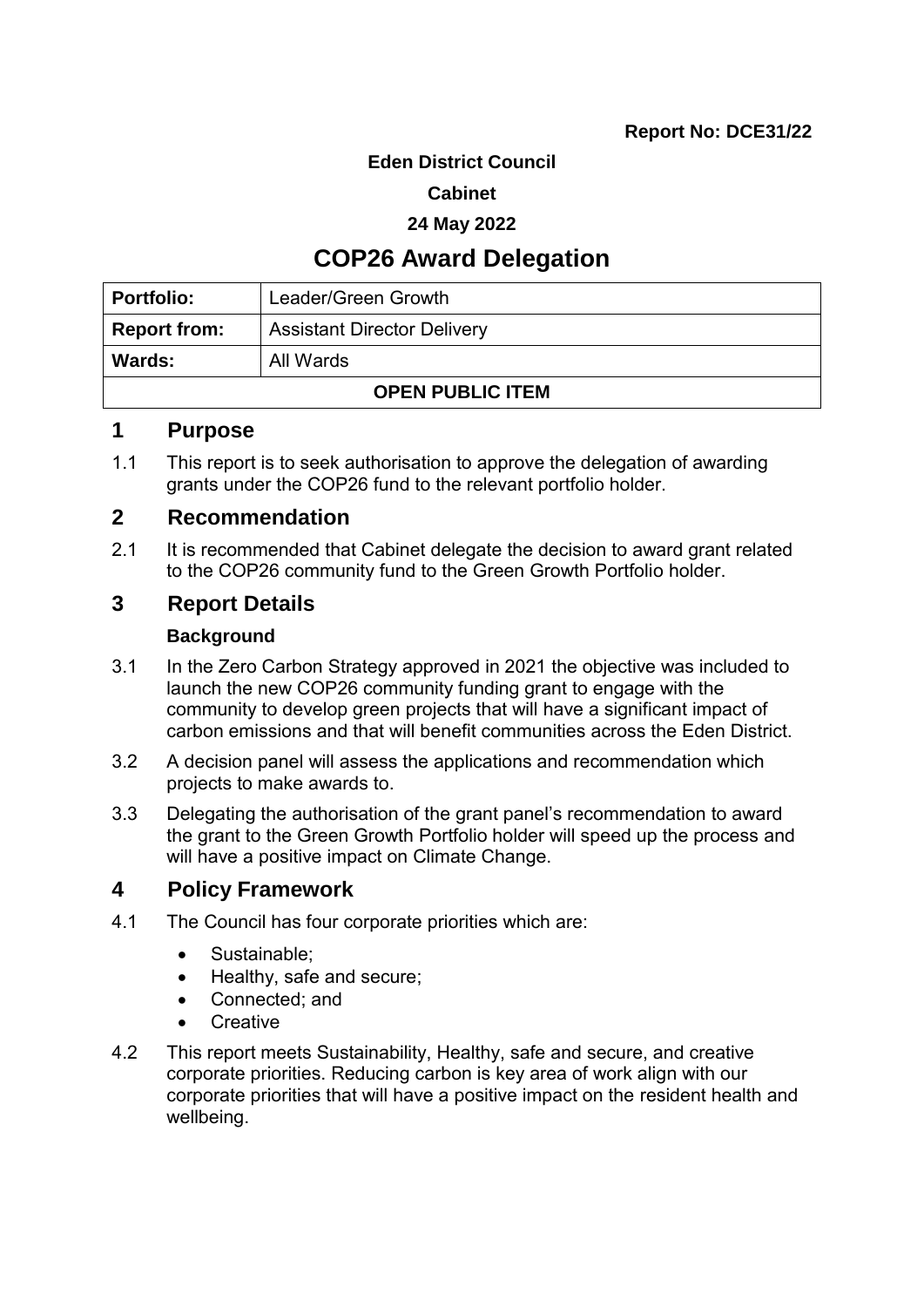**Report No: DCE31/22**

**Eden District Council**

**Cabinet**

**24 May 2022**

# COP26 Award Delegation

| **Portfolio:** | Leader/Green Growth |
|---|---|
| **Report from:** | Assistant Director Delivery |
| **Wards:** | All Wards |
| **OPEN PUBLIC ITEM** | |

## 1 Purpose

1.1 This report is to seek authorisation to approve the delegation of awarding grants under the COP26 fund to the relevant portfolio holder.

## 2 Recommendation

2.1 It is recommended that Cabinet delegate the decision to award grant related to the COP26 community fund to the Green Growth Portfolio holder.

## 3 Report Details

### Background

3.1 In the Zero Carbon Strategy approved in 2021 the objective was included to launch the new COP26 community funding grant to engage with the community to develop green projects that will have a significant impact of carbon emissions and that will benefit communities across the Eden District.

3.2 A decision panel will assess the applications and recommendation which projects to make awards to.

3.3 Delegating the authorisation of the grant panel's recommendation to award the grant to the Green Growth Portfolio holder will speed up the process and will have a positive impact on Climate Change.

## 4 Policy Framework

4.1 The Council has four corporate priorities which are:

- Sustainable;
- Healthy, safe and secure;
- Connected; and
- Creative

4.2 This report meets Sustainability, Healthy, safe and secure, and creative corporate priorities. Reducing carbon is key area of work align with our corporate priorities that will have a positive impact on the resident health and wellbeing.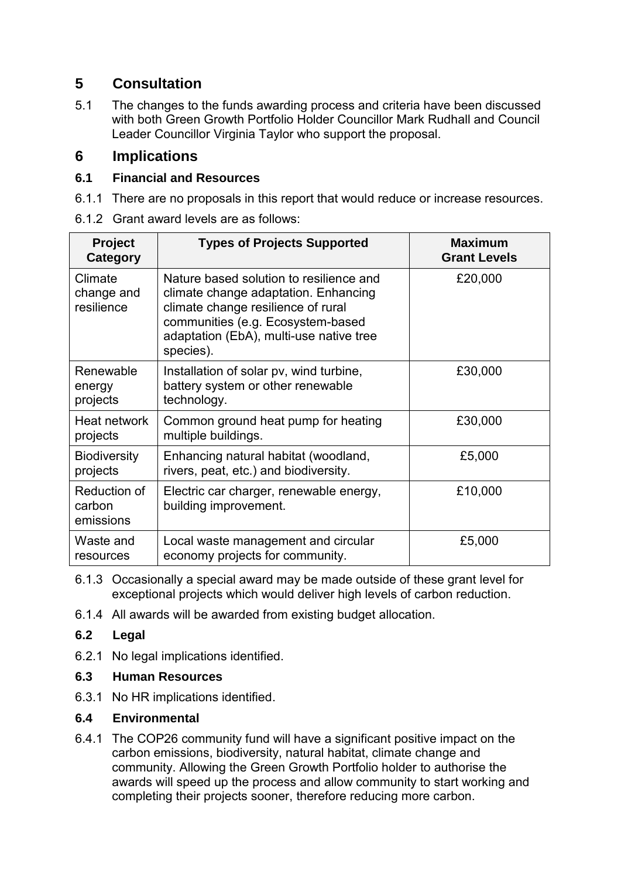## 5 Consultation

5.1 The changes to the funds awarding process and criteria have been discussed with both Green Growth Portfolio Holder Councillor Mark Rudhall and Council Leader Councillor Virginia Taylor who support the proposal.

## 6 Implications

### 6.1 Financial and Resources

6.1.1 There are no proposals in this report that would reduce or increase resources.

6.1.2 Grant award levels are as follows:

| Project Category | Types of Projects Supported | Maximum Grant Levels |
| --- | --- | --- |
| Climate change and resilience | Nature based solution to resilience and climate change adaptation. Enhancing climate change resilience of rural communities (e.g. Ecosystem-based adaptation (EbA), multi-use native tree species). | £20,000 |
| Renewable energy projects | Installation of solar pv, wind turbine, battery system or other renewable technology. | £30,000 |
| Heat network projects | Common ground heat pump for heating multiple buildings. | £30,000 |
| Biodiversity projects | Enhancing natural habitat (woodland, rivers, peat, etc.) and biodiversity. | £5,000 |
| Reduction of carbon emissions | Electric car charger, renewable energy, building improvement. | £10,000 |
| Waste and resources | Local waste management and circular economy projects for community. | £5,000 |

6.1.3 Occasionally a special award may be made outside of these grant level for exceptional projects which would deliver high levels of carbon reduction.

6.1.4 All awards will be awarded from existing budget allocation.

### 6.2 Legal

6.2.1 No legal implications identified.

### 6.3 Human Resources

6.3.1 No HR implications identified.

### 6.4 Environmental

6.4.1 The COP26 community fund will have a significant positive impact on the carbon emissions, biodiversity, natural habitat, climate change and community. Allowing the Green Growth Portfolio holder to authorise the awards will speed up the process and allow community to start working and completing their projects sooner, therefore reducing more carbon.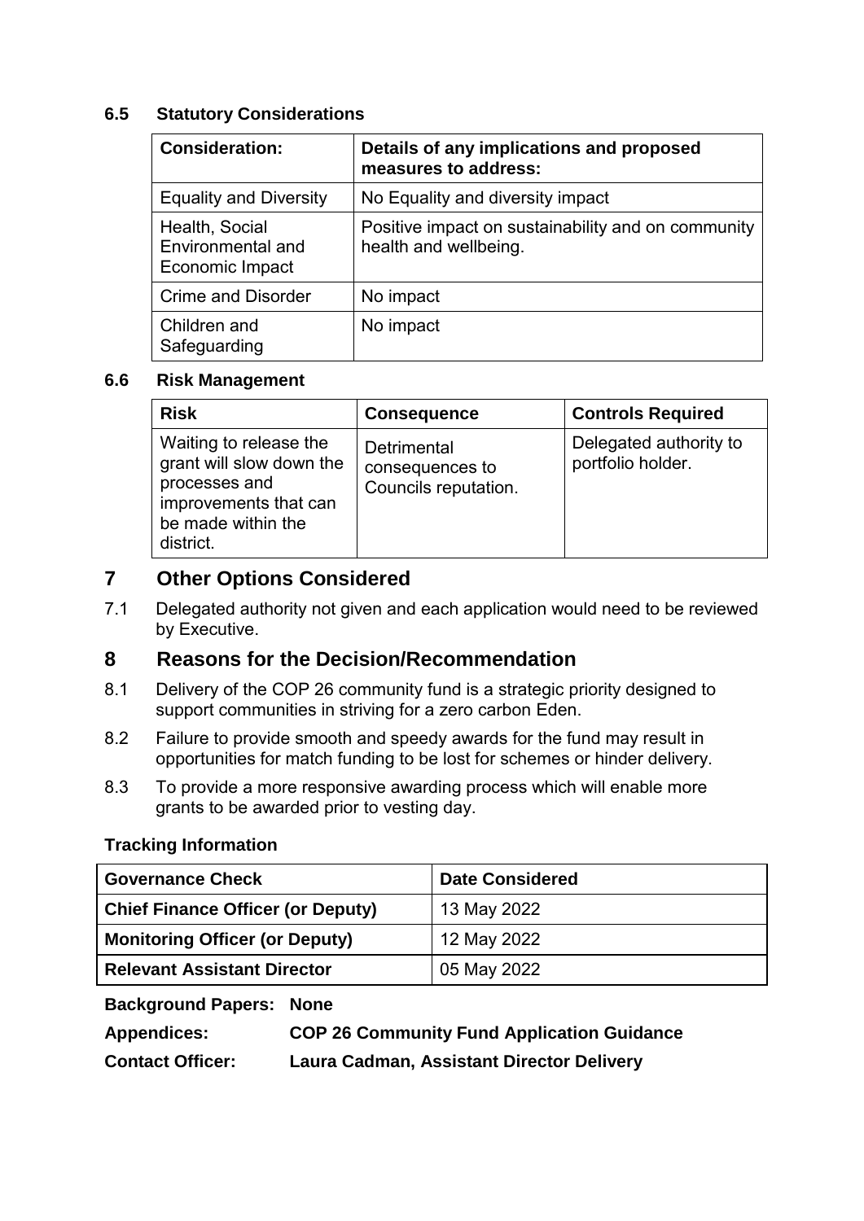### 6.5 Statutory Considerations

| Consideration: | Details of any implications and proposed measures to address: |
|---|---|
| Equality and Diversity | No Equality and diversity impact |
| Health, Social Environmental and Economic Impact | Positive impact on sustainability and on community health and wellbeing. |
| Crime and Disorder | No impact |
| Children and Safeguarding | No impact |

### 6.6 Risk Management

| Risk | Consequence | Controls Required |
|---|---|---|
| Waiting to release the grant will slow down the processes and improvements that can be made within the district. | Detrimental consequences to Councils reputation. | Delegated authority to portfolio holder. |

## 7 Other Options Considered

7.1 Delegated authority not given and each application would need to be reviewed by Executive.

## 8 Reasons for the Decision/Recommendation

8.1 Delivery of the COP 26 community fund is a strategic priority designed to support communities in striving for a zero carbon Eden.

8.2 Failure to provide smooth and speedy awards for the fund may result in opportunities for match funding to be lost for schemes or hinder delivery.

8.3 To provide a more responsive awarding process which will enable more grants to be awarded prior to vesting day.

**Tracking Information**

| Governance Check | Date Considered |
|---|---|
| **Chief Finance Officer (or Deputy)** | 13 May 2022 |
| **Monitoring Officer (or Deputy)** | 12 May 2022 |
| **Relevant Assistant Director** | 05 May 2022 |

**Background Papers:** **None**

**Appendices:** **COP 26 Community Fund Application Guidance**

**Contact Officer:** **Laura Cadman, Assistant Director Delivery**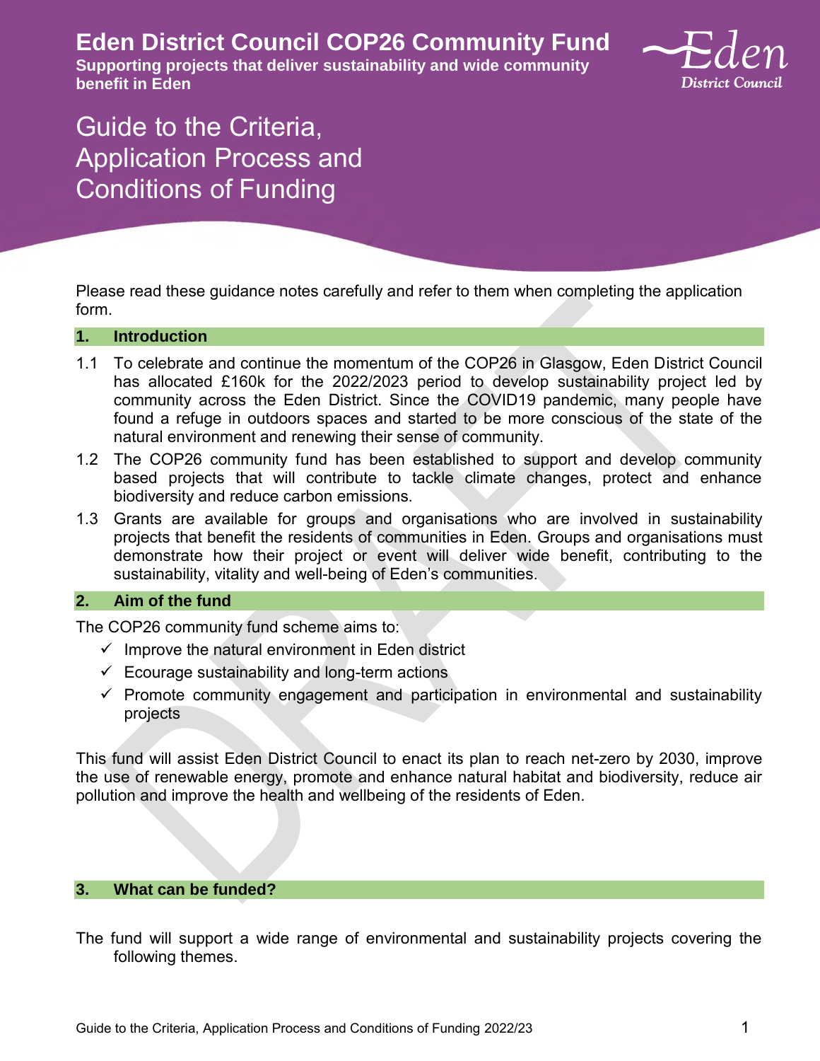# Eden District Council COP26 Community Fund

**Supporting projects that deliver sustainability and wide community benefit in Eden**

## Guide to the Criteria, Application Process and Conditions of Funding

Please read these guidance notes carefully and refer to them when completing the application form.

### 1. Introduction

1.1 To celebrate and continue the momentum of the COP26 in Glasgow, Eden District Council has allocated £160k for the 2022/2023 period to develop sustainability project led by community across the Eden District. Since the COVID19 pandemic, many people have found a refuge in outdoors spaces and started to be more conscious of the state of the natural environment and renewing their sense of community.

1.2 The COP26 community fund has been established to support and develop community based projects that will contribute to tackle climate changes, protect and enhance biodiversity and reduce carbon emissions.

1.3 Grants are available for groups and organisations who are involved in sustainability projects that benefit the residents of communities in Eden. Groups and organisations must demonstrate how their project or event will deliver wide benefit, contributing to the sustainability, vitality and well-being of Eden's communities.

### 2. Aim of the fund

The COP26 community fund scheme aims to:

- ✓ Improve the natural environment in Eden district
- ✓ Ecourage sustainability and long-term actions
- ✓ Promote community engagement and participation in environmental and sustainability projects

This fund will assist Eden District Council to enact its plan to reach net-zero by 2030, improve the use of renewable energy, promote and enhance natural habitat and biodiversity, reduce air pollution and improve the health and wellbeing of the residents of Eden.

### 3. What can be funded?

The fund will support a wide range of environmental and sustainability projects covering the following themes.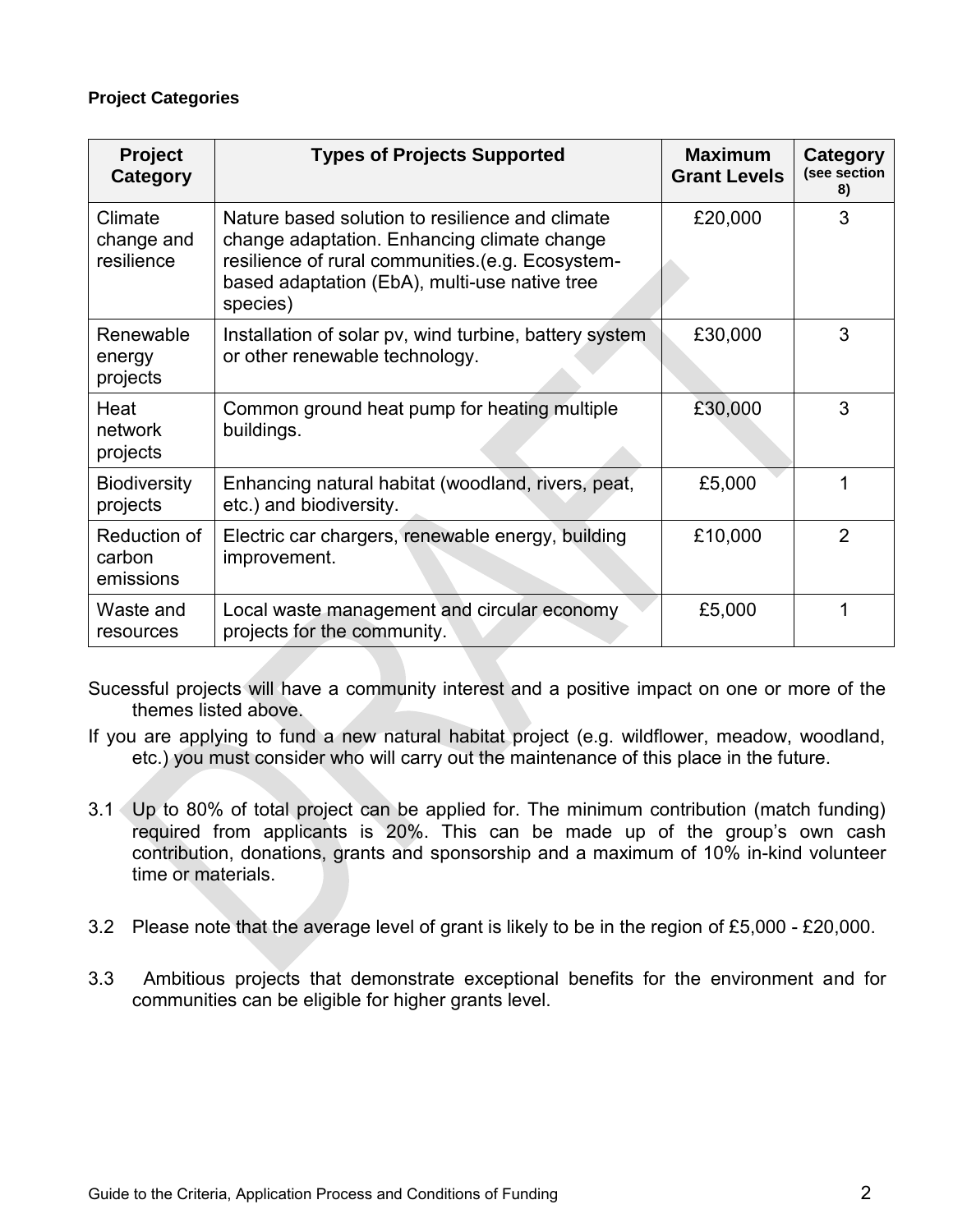**Project Categories**

| Project Category | Types of Projects Supported | Maximum Grant Levels | Category (see section 8) |
| --- | --- | --- | --- |
| Climate change and resilience | Nature based solution to resilience and climate change adaptation. Enhancing climate change resilience of rural communities.(e.g. Ecosystem-based adaptation (EbA), multi-use native tree species) | £20,000 | 3 |
| Renewable energy projects | Installation of solar pv, wind turbine, battery system or other renewable technology. | £30,000 | 3 |
| Heat network projects | Common ground heat pump for heating multiple buildings. | £30,000 | 3 |
| Biodiversity projects | Enhancing natural habitat (woodland, rivers, peat, etc.) and biodiversity. | £5,000 | 1 |
| Reduction of carbon emissions | Electric car chargers, renewable energy, building improvement. | £10,000 | 2 |
| Waste and resources | Local waste management and circular economy projects for the community. | £5,000 | 1 |

Sucessful projects will have a community interest and a positive impact on one or more of the themes listed above.

If you are applying to fund a new natural habitat project (e.g. wildflower, meadow, woodland, etc.) you must consider who will carry out the maintenance of this place in the future.

3.1 Up to 80% of total project can be applied for. The minimum contribution (match funding) required from applicants is 20%. This can be made up of the group's own cash contribution, donations, grants and sponsorship and a maximum of 10% in-kind volunteer time or materials.

3.2 Please note that the average level of grant is likely to be in the region of £5,000 - £20,000.

3.3 Ambitious projects that demonstrate exceptional benefits for the environment and for communities can be eligible for higher grants level.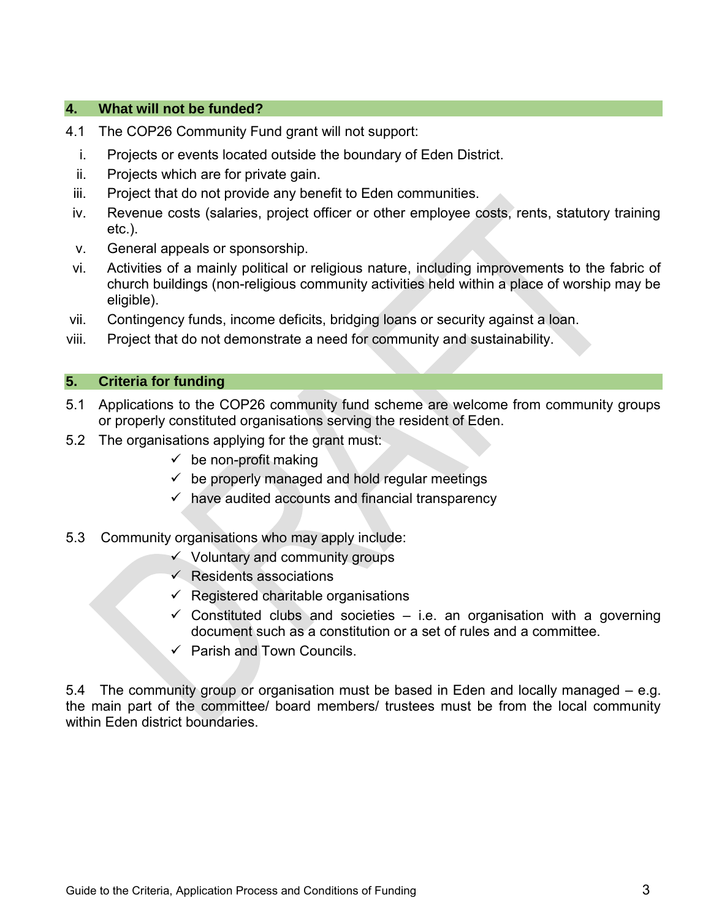## 4. What will not be funded?

4.1 The COP26 Community Fund grant will not support:

i. Projects or events located outside the boundary of Eden District.
ii. Projects which are for private gain.
iii. Project that do not provide any benefit to Eden communities.
iv. Revenue costs (salaries, project officer or other employee costs, rents, statutory training etc.).
v. General appeals or sponsorship.
vi. Activities of a mainly political or religious nature, including improvements to the fabric of church buildings (non-religious community activities held within a place of worship may be eligible).
vii. Contingency funds, income deficits, bridging loans or security against a loan.
viii. Project that do not demonstrate a need for community and sustainability.

## 5. Criteria for funding

5.1 Applications to the COP26 community fund scheme are welcome from community groups or properly constituted organisations serving the resident of Eden.

5.2 The organisations applying for the grant must:

- ✓ be non-profit making
- ✓ be properly managed and hold regular meetings
- ✓ have audited accounts and financial transparency

5.3 Community organisations who may apply include:

- ✓ Voluntary and community groups
- ✓ Residents associations
- ✓ Registered charitable organisations
- ✓ Constituted clubs and societies – i.e. an organisation with a governing document such as a constitution or a set of rules and a committee.
- ✓ Parish and Town Councils.

5.4 The community group or organisation must be based in Eden and locally managed – e.g. the main part of the committee/ board members/ trustees must be from the local community within Eden district boundaries.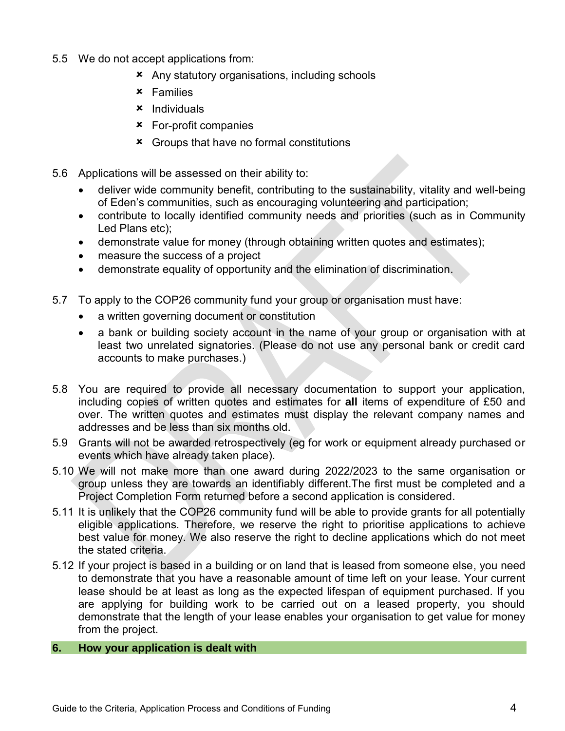5.5 We do not accept applications from:

- ✗ Any statutory organisations, including schools
- ✗ Families
- ✗ Individuals
- ✗ For-profit companies
- ✗ Groups that have no formal constitutions

5.6 Applications will be assessed on their ability to:

- deliver wide community benefit, contributing to the sustainability, vitality and well-being of Eden's communities, such as encouraging volunteering and participation;
- contribute to locally identified community needs and priorities (such as in Community Led Plans etc);
- demonstrate value for money (through obtaining written quotes and estimates);
- measure the success of a project
- demonstrate equality of opportunity and the elimination of discrimination.

5.7 To apply to the COP26 community fund your group or organisation must have:

- a written governing document or constitution
- a bank or building society account in the name of your group or organisation with at least two unrelated signatories. (Please do not use any personal bank or credit card accounts to make purchases.)

5.8 You are required to provide all necessary documentation to support your application, including copies of written quotes and estimates for **all** items of expenditure of £50 and over. The written quotes and estimates must display the relevant company names and addresses and be less than six months old.

5.9 Grants will not be awarded retrospectively (eg for work or equipment already purchased or events which have already taken place).

5.10 We will not make more than one award during 2022/2023 to the same organisation or group unless they are towards an identifiably different.The first must be completed and a Project Completion Form returned before a second application is considered.

5.11 It is unlikely that the COP26 community fund will be able to provide grants for all potentially eligible applications. Therefore, we reserve the right to prioritise applications to achieve best value for money. We also reserve the right to decline applications which do not meet the stated criteria.

5.12 If your project is based in a building or on land that is leased from someone else, you need to demonstrate that you have a reasonable amount of time left on your lease. Your current lease should be at least as long as the expected lifespan of equipment purchased. If you are applying for building work to be carried out on a leased property, you should demonstrate that the length of your lease enables your organisation to get value for money from the project.

## 6. How your application is dealt with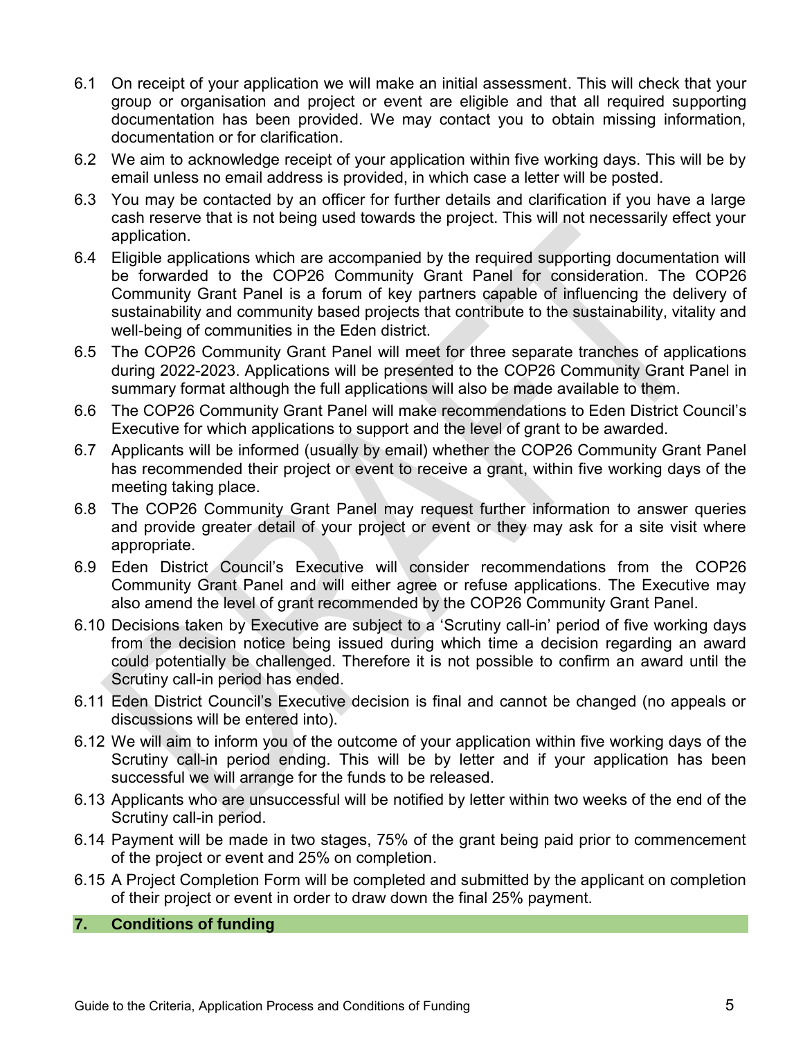6.1 On receipt of your application we will make an initial assessment. This will check that your group or organisation and project or event are eligible and that all required supporting documentation has been provided. We may contact you to obtain missing information, documentation or for clarification.

6.2 We aim to acknowledge receipt of your application within five working days. This will be by email unless no email address is provided, in which case a letter will be posted.

6.3 You may be contacted by an officer for further details and clarification if you have a large cash reserve that is not being used towards the project. This will not necessarily effect your application.

6.4 Eligible applications which are accompanied by the required supporting documentation will be forwarded to the COP26 Community Grant Panel for consideration. The COP26 Community Grant Panel is a forum of key partners capable of influencing the delivery of sustainability and community based projects that contribute to the sustainability, vitality and well-being of communities in the Eden district.

6.5 The COP26 Community Grant Panel will meet for three separate tranches of applications during 2022-2023. Applications will be presented to the COP26 Community Grant Panel in summary format although the full applications will also be made available to them.

6.6 The COP26 Community Grant Panel will make recommendations to Eden District Council's Executive for which applications to support and the level of grant to be awarded.

6.7 Applicants will be informed (usually by email) whether the COP26 Community Grant Panel has recommended their project or event to receive a grant, within five working days of the meeting taking place.

6.8 The COP26 Community Grant Panel may request further information to answer queries and provide greater detail of your project or event or they may ask for a site visit where appropriate.

6.9 Eden District Council's Executive will consider recommendations from the COP26 Community Grant Panel and will either agree or refuse applications. The Executive may also amend the level of grant recommended by the COP26 Community Grant Panel.

6.10 Decisions taken by Executive are subject to a 'Scrutiny call-in' period of five working days from the decision notice being issued during which time a decision regarding an award could potentially be challenged. Therefore it is not possible to confirm an award until the Scrutiny call-in period has ended.

6.11 Eden District Council's Executive decision is final and cannot be changed (no appeals or discussions will be entered into).

6.12 We will aim to inform you of the outcome of your application within five working days of the Scrutiny call-in period ending. This will be by letter and if your application has been successful we will arrange for the funds to be released.

6.13 Applicants who are unsuccessful will be notified by letter within two weeks of the end of the Scrutiny call-in period.

6.14 Payment will be made in two stages, 75% of the grant being paid prior to commencement of the project or event and 25% on completion.

6.15 A Project Completion Form will be completed and submitted by the applicant on completion of their project or event in order to draw down the final 25% payment.

## 7. Conditions of funding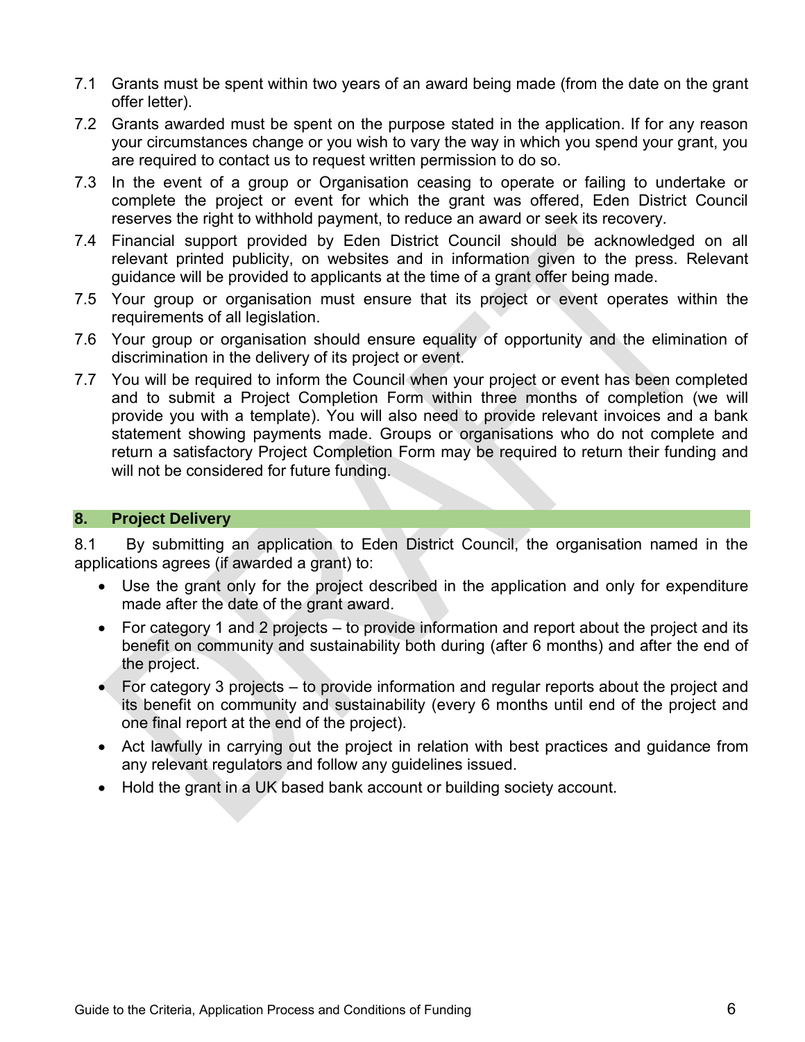7.1 Grants must be spent within two years of an award being made (from the date on the grant offer letter).

7.2 Grants awarded must be spent on the purpose stated in the application. If for any reason your circumstances change or you wish to vary the way in which you spend your grant, you are required to contact us to request written permission to do so.

7.3 In the event of a group or Organisation ceasing to operate or failing to undertake or complete the project or event for which the grant was offered, Eden District Council reserves the right to withhold payment, to reduce an award or seek its recovery.

7.4 Financial support provided by Eden District Council should be acknowledged on all relevant printed publicity, on websites and in information given to the press. Relevant guidance will be provided to applicants at the time of a grant offer being made.

7.5 Your group or organisation must ensure that its project or event operates within the requirements of all legislation.

7.6 Your group or organisation should ensure equality of opportunity and the elimination of discrimination in the delivery of its project or event.

7.7 You will be required to inform the Council when your project or event has been completed and to submit a Project Completion Form within three months of completion (we will provide you with a template). You will also need to provide relevant invoices and a bank statement showing payments made. Groups or organisations who do not complete and return a satisfactory Project Completion Form may be required to return their funding and will not be considered for future funding.

## 8. Project Delivery

8.1 By submitting an application to Eden District Council, the organisation named in the applications agrees (if awarded a grant) to:

- Use the grant only for the project described in the application and only for expenditure made after the date of the grant award.
- For category 1 and 2 projects – to provide information and report about the project and its benefit on community and sustainability both during (after 6 months) and after the end of the project.
- For category 3 projects – to provide information and regular reports about the project and its benefit on community and sustainability (every 6 months until end of the project and one final report at the end of the project).
- Act lawfully in carrying out the project in relation with best practices and guidance from any relevant regulators and follow any guidelines issued.
- Hold the grant in a UK based bank account or building society account.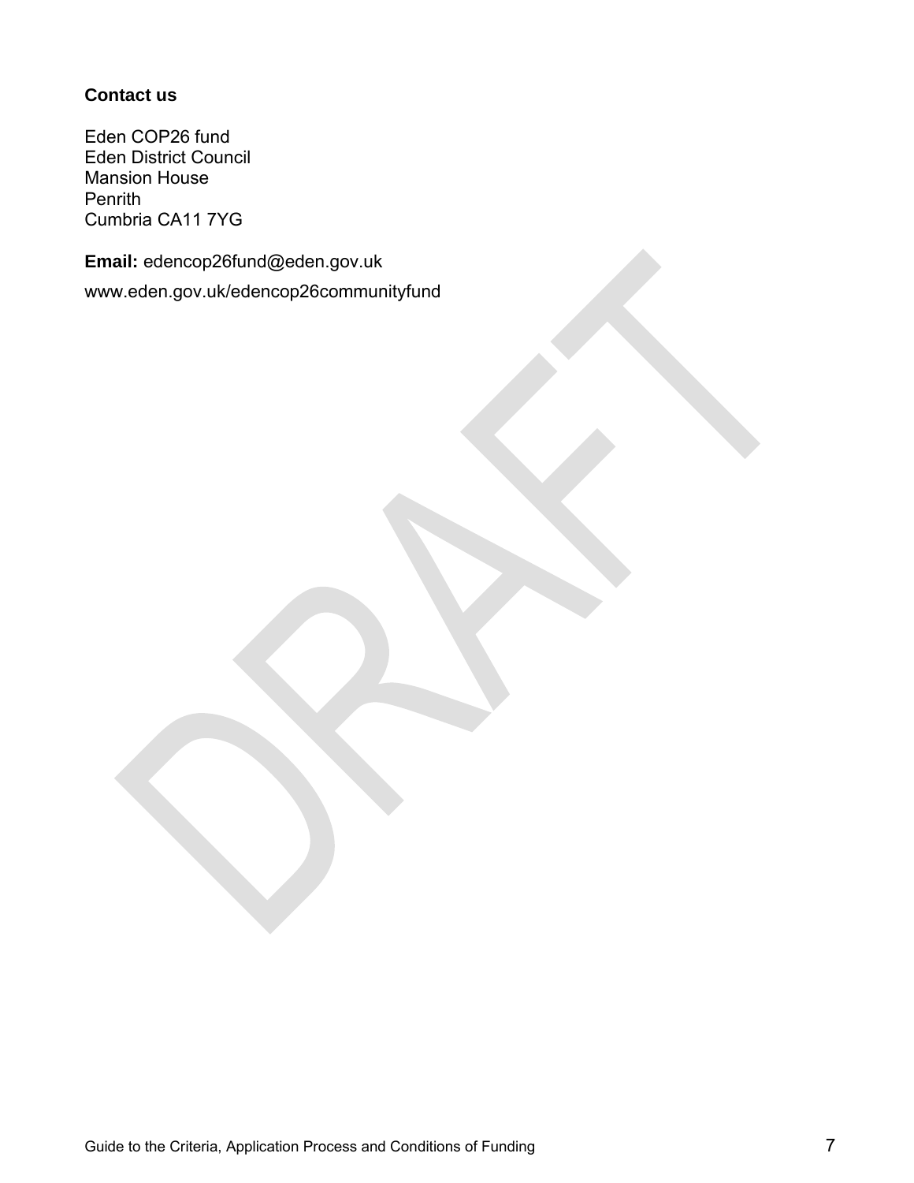## Contact us

Eden COP26 fund
Eden District Council
Mansion House
Penrith
Cumbria CA11 7YG

**Email:** edencop26fund@eden.gov.uk

www.eden.gov.uk/edencop26communityfund